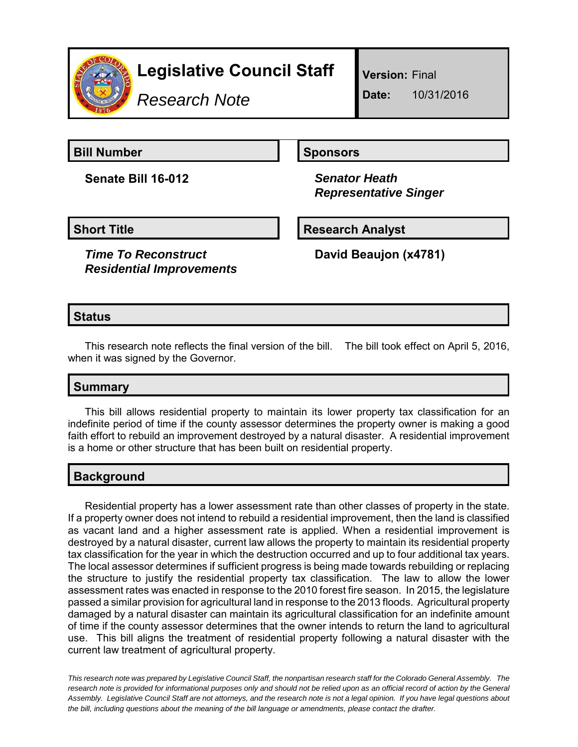# Legislative Council Staff

*Research Note*

**Version:** Final

**Date:** 10/31/2016

| **Bill Number** | **Sponsors** |
|---|---|
| **Senate Bill 16-012** | ***Senator Heath*** ***Representative Singer*** |

| **Short Title** | **Research Analyst** |
|---|---|
| ***Time To Reconstruct Residential Improvements*** | **David Beaujon (x4781)** |

## Status

This research note reflects the final version of the bill. The bill took effect on April 5, 2016, when it was signed by the Governor.

## Summary

This bill allows residential property to maintain its lower property tax classification for an indefinite period of time if the county assessor determines the property owner is making a good faith effort to rebuild an improvement destroyed by a natural disaster. A residential improvement is a home or other structure that has been built on residential property.

## Background

Residential property has a lower assessment rate than other classes of property in the state. If a property owner does not intend to rebuild a residential improvement, then the land is classified as vacant land and a higher assessment rate is applied. When a residential improvement is destroyed by a natural disaster, current law allows the property to maintain its residential property tax classification for the year in which the destruction occurred and up to four additional tax years. The local assessor determines if sufficient progress is being made towards rebuilding or replacing the structure to justify the residential property tax classification. The law to allow the lower assessment rates was enacted in response to the 2010 forest fire season. In 2015, the legislature passed a similar provision for agricultural land in response to the 2013 floods. Agricultural property damaged by a natural disaster can maintain its agricultural classification for an indefinite amount of time if the county assessor determines that the owner intends to return the land to agricultural use. This bill aligns the treatment of residential property following a natural disaster with the current law treatment of agricultural property.

*This research note was prepared by Legislative Council Staff, the nonpartisan research staff for the Colorado General Assembly. The research note is provided for informational purposes only and should not be relied upon as an official record of action by the General Assembly. Legislative Council Staff are not attorneys, and the research note is not a legal opinion. If you have legal questions about the bill, including questions about the meaning of the bill language or amendments, please contact the drafter.*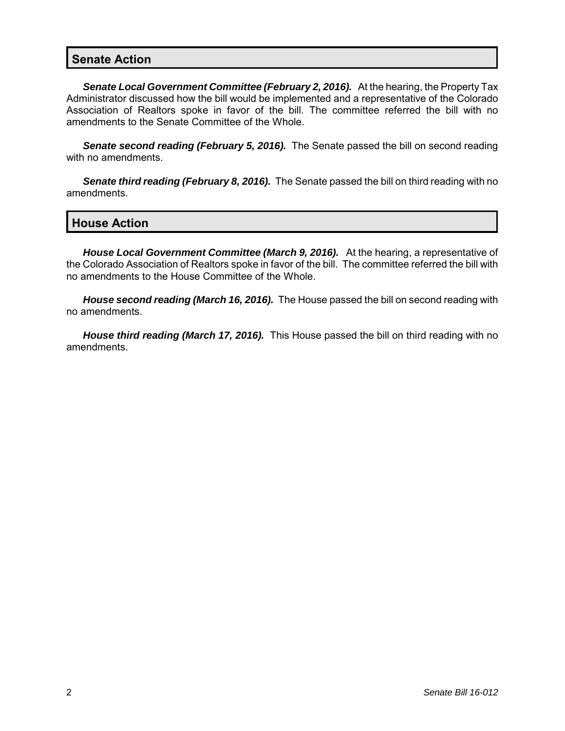## Senate Action

***Senate Local Government Committee (February 2, 2016).*** At the hearing, the Property Tax Administrator discussed how the bill would be implemented and a representative of the Colorado Association of Realtors spoke in favor of the bill. The committee referred the bill with no amendments to the Senate Committee of the Whole.

***Senate second reading (February 5, 2016).*** The Senate passed the bill on second reading with no amendments.

***Senate third reading (February 8, 2016).*** The Senate passed the bill on third reading with no amendments.

## House Action

***House Local Government Committee (March 9, 2016).*** At the hearing, a representative of the Colorado Association of Realtors spoke in favor of the bill. The committee referred the bill with no amendments to the House Committee of the Whole.

***House second reading (March 16, 2016).*** The House passed the bill on second reading with no amendments.

***House third reading (March 17, 2016).*** This House passed the bill on third reading with no amendments.